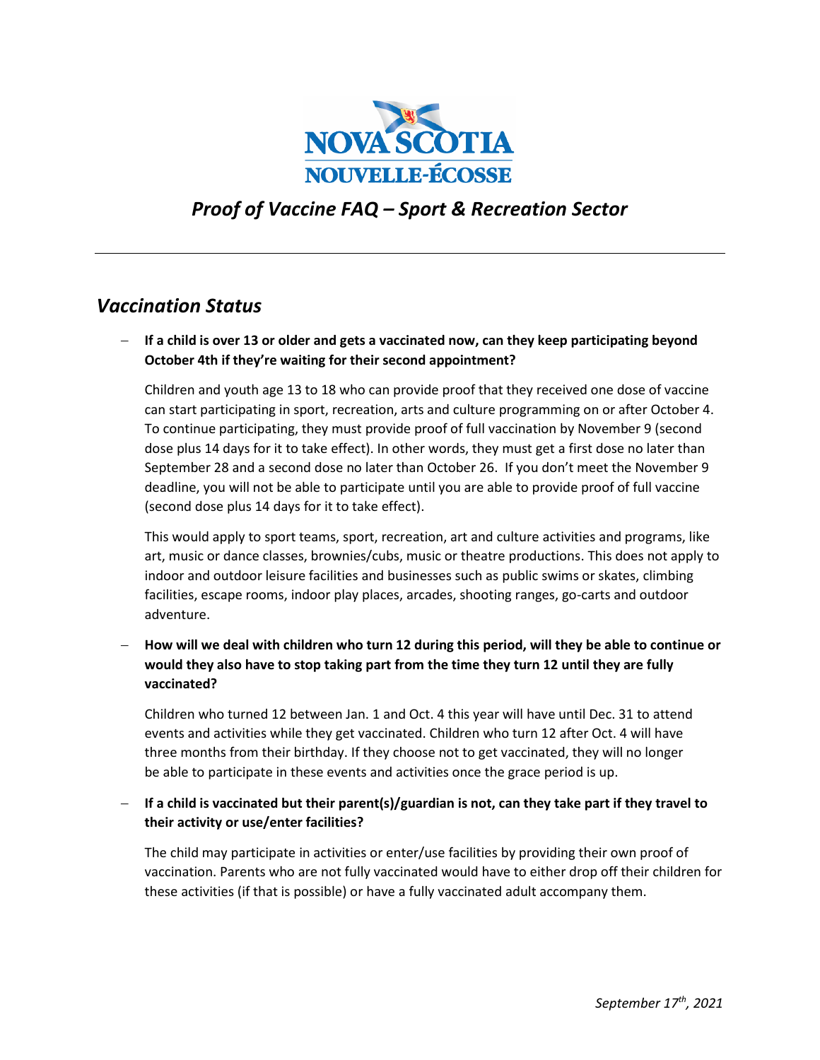NOVA SCOTIA
NOUVELLE-ÉCOSSE

# *Proof of Vaccine FAQ – Sport & Recreation Sector*

---

## *Vaccination Status*

- **If a child is over 13 or older and gets a vaccinated now, can they keep participating beyond October 4th if they're waiting for their second appointment?**

  Children and youth age 13 to 18 who can provide proof that they received one dose of vaccine can start participating in sport, recreation, arts and culture programming on or after October 4. To continue participating, they must provide proof of full vaccination by November 9 (second dose plus 14 days for it to take effect). In other words, they must get a first dose no later than September 28 and a second dose no later than October 26. If you don't meet the November 9 deadline, you will not be able to participate until you are able to provide proof of full vaccine (second dose plus 14 days for it to take effect).

  This would apply to sport teams, sport, recreation, art and culture activities and programs, like art, music or dance classes, brownies/cubs, music or theatre productions. This does not apply to indoor and outdoor leisure facilities and businesses such as public swims or skates, climbing facilities, escape rooms, indoor play places, arcades, shooting ranges, go-carts and outdoor adventure.

- **How will we deal with children who turn 12 during this period, will they be able to continue or would they also have to stop taking part from the time they turn 12 until they are fully vaccinated?**

  Children who turned 12 between Jan. 1 and Oct. 4 this year will have until Dec. 31 to attend events and activities while they get vaccinated. Children who turn 12 after Oct. 4 will have three months from their birthday. If they choose not to get vaccinated, they will no longer be able to participate in these events and activities once the grace period is up.

- **If a child is vaccinated but their parent(s)/guardian is not, can they take part if they travel to their activity or use/enter facilities?**

  The child may participate in activities or enter/use facilities by providing their own proof of vaccination. Parents who are not fully vaccinated would have to either drop off their children for these activities (if that is possible) or have a fully vaccinated adult accompany them.

*September 17th, 2021*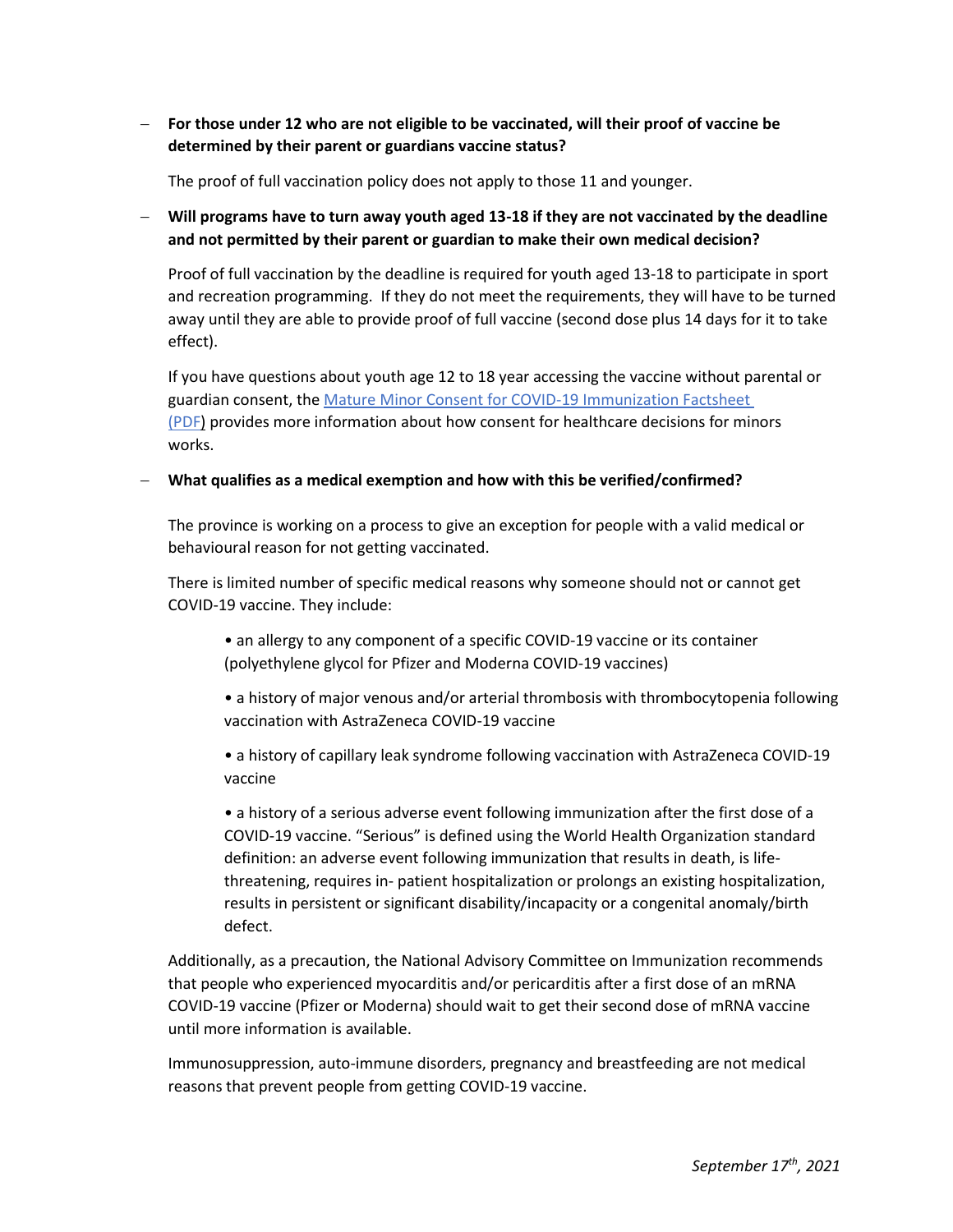- **For those under 12 who are not eligible to be vaccinated, will their proof of vaccine be determined by their parent or guardians vaccine status?**

  The proof of full vaccination policy does not apply to those 11 and younger.

- **Will programs have to turn away youth aged 13-18 if they are not vaccinated by the deadline and not permitted by their parent or guardian to make their own medical decision?**

  Proof of full vaccination by the deadline is required for youth aged 13-18 to participate in sport and recreation programming. If they do not meet the requirements, they will have to be turned away until they are able to provide proof of full vaccine (second dose plus 14 days for it to take effect).

  If you have questions about youth age 12 to 18 year accessing the vaccine without parental or guardian consent, the [Mature Minor Consent for COVID-19 Immunization Factsheet (PDF)]() provides more information about how consent for healthcare decisions for minors works.

- **What qualifies as a medical exemption and how with this be verified/confirmed?**

  The province is working on a process to give an exception for people with a valid medical or behavioural reason for not getting vaccinated.

  There is limited number of specific medical reasons why someone should not or cannot get COVID-19 vaccine. They include:

  - an allergy to any component of a specific COVID-19 vaccine or its container (polyethylene glycol for Pfizer and Moderna COVID-19 vaccines)
  - a history of major venous and/or arterial thrombosis with thrombocytopenia following vaccination with AstraZeneca COVID-19 vaccine
  - a history of capillary leak syndrome following vaccination with AstraZeneca COVID-19 vaccine
  - a history of a serious adverse event following immunization after the first dose of a COVID-19 vaccine. "Serious" is defined using the World Health Organization standard definition: an adverse event following immunization that results in death, is life-threatening, requires in- patient hospitalization or prolongs an existing hospitalization, results in persistent or significant disability/incapacity or a congenital anomaly/birth defect.

  Additionally, as a precaution, the National Advisory Committee on Immunization recommends that people who experienced myocarditis and/or pericarditis after a first dose of an mRNA COVID-19 vaccine (Pfizer or Moderna) should wait to get their second dose of mRNA vaccine until more information is available.

  Immunosuppression, auto-immune disorders, pregnancy and breastfeeding are not medical reasons that prevent people from getting COVID-19 vaccine.

*September 17th, 2021*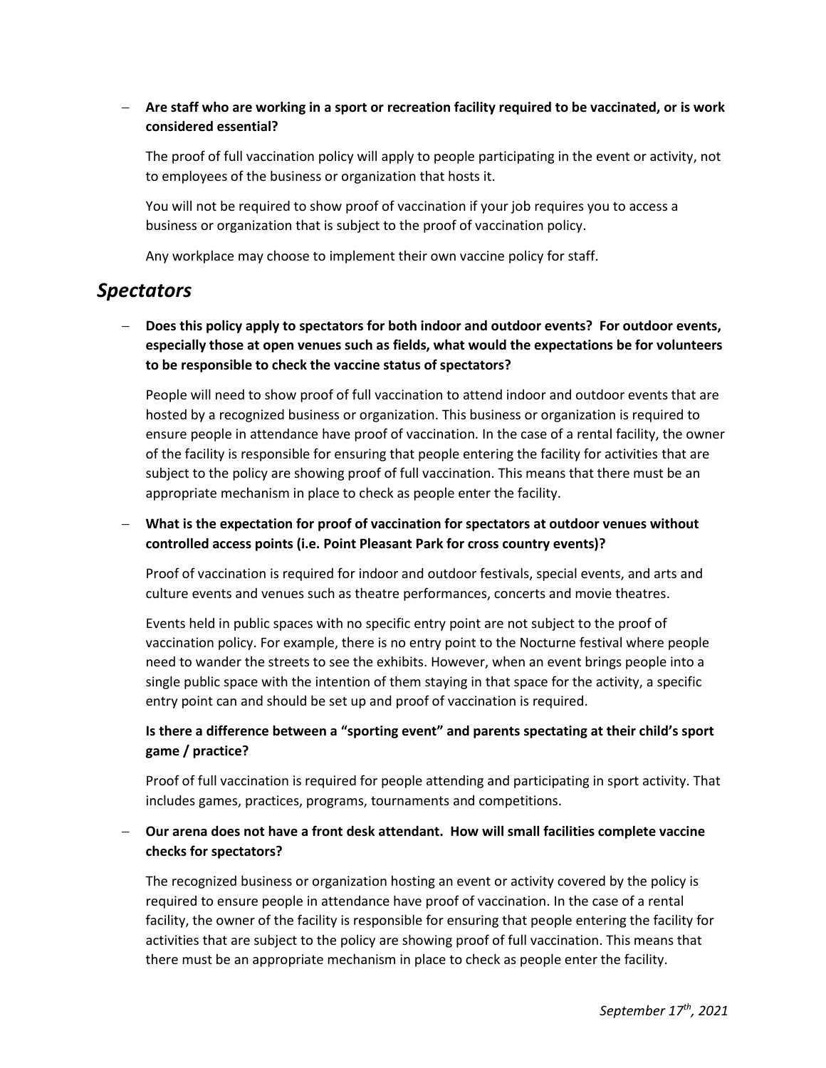- **Are staff who are working in a sport or recreation facility required to be vaccinated, or is work considered essential?**

  The proof of full vaccination policy will apply to people participating in the event or activity, not to employees of the business or organization that hosts it.

  You will not be required to show proof of vaccination if your job requires you to access a business or organization that is subject to the proof of vaccination policy.

  Any workplace may choose to implement their own vaccine policy for staff.

## *Spectators*

- **Does this policy apply to spectators for both indoor and outdoor events? For outdoor events, especially those at open venues such as fields, what would the expectations be for volunteers to be responsible to check the vaccine status of spectators?**

  People will need to show proof of full vaccination to attend indoor and outdoor events that are hosted by a recognized business or organization. This business or organization is required to ensure people in attendance have proof of vaccination. In the case of a rental facility, the owner of the facility is responsible for ensuring that people entering the facility for activities that are subject to the policy are showing proof of full vaccination. This means that there must be an appropriate mechanism in place to check as people enter the facility.

- **What is the expectation for proof of vaccination for spectators at outdoor venues without controlled access points (i.e. Point Pleasant Park for cross country events)?**

  Proof of vaccination is required for indoor and outdoor festivals, special events, and arts and culture events and venues such as theatre performances, concerts and movie theatres.

  Events held in public spaces with no specific entry point are not subject to the proof of vaccination policy. For example, there is no entry point to the Nocturne festival where people need to wander the streets to see the exhibits. However, when an event brings people into a single public space with the intention of them staying in that space for the activity, a specific entry point can and should be set up and proof of vaccination is required.

  **Is there a difference between a "sporting event" and parents spectating at their child's sport game / practice?**

  Proof of full vaccination is required for people attending and participating in sport activity. That includes games, practices, programs, tournaments and competitions.

- **Our arena does not have a front desk attendant. How will small facilities complete vaccine checks for spectators?**

  The recognized business or organization hosting an event or activity covered by the policy is required to ensure people in attendance have proof of vaccination. In the case of a rental facility, the owner of the facility is responsible for ensuring that people entering the facility for activities that are subject to the policy are showing proof of full vaccination. This means that there must be an appropriate mechanism in place to check as people enter the facility.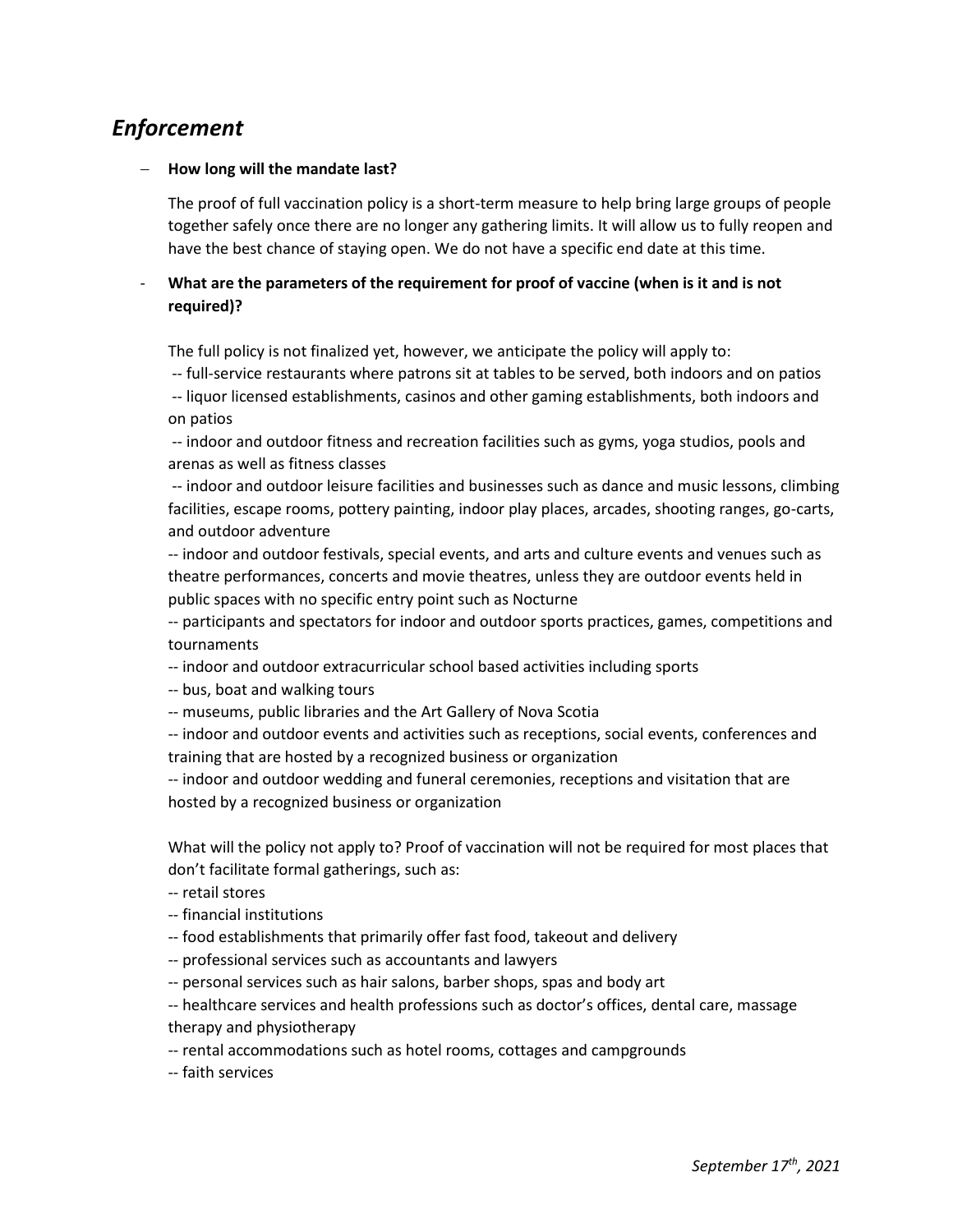## *Enforcement*

- **How long will the mandate last?**

  The proof of full vaccination policy is a short-term measure to help bring large groups of people together safely once there are no longer any gathering limits. It will allow us to fully reopen and have the best chance of staying open. We do not have a specific end date at this time.

- **What are the parameters of the requirement for proof of vaccine (when is it and is not required)?**

  The full policy is not finalized yet, however, we anticipate the policy will apply to:
  -- full-service restaurants where patrons sit at tables to be served, both indoors and on patios
  -- liquor licensed establishments, casinos and other gaming establishments, both indoors and on patios
  -- indoor and outdoor fitness and recreation facilities such as gyms, yoga studios, pools and arenas as well as fitness classes
  -- indoor and outdoor leisure facilities and businesses such as dance and music lessons, climbing facilities, escape rooms, pottery painting, indoor play places, arcades, shooting ranges, go-carts, and outdoor adventure
  -- indoor and outdoor festivals, special events, and arts and culture events and venues such as theatre performances, concerts and movie theatres, unless they are outdoor events held in public spaces with no specific entry point such as Nocturne
  -- participants and spectators for indoor and outdoor sports practices, games, competitions and tournaments
  -- indoor and outdoor extracurricular school based activities including sports
  -- bus, boat and walking tours
  -- museums, public libraries and the Art Gallery of Nova Scotia
  -- indoor and outdoor events and activities such as receptions, social events, conferences and training that are hosted by a recognized business or organization
  -- indoor and outdoor wedding and funeral ceremonies, receptions and visitation that are hosted by a recognized business or organization

  What will the policy not apply to? Proof of vaccination will not be required for most places that don't facilitate formal gatherings, such as:
  -- retail stores
  -- financial institutions
  -- food establishments that primarily offer fast food, takeout and delivery
  -- professional services such as accountants and lawyers
  -- personal services such as hair salons, barber shops, spas and body art
  -- healthcare services and health professions such as doctor's offices, dental care, massage therapy and physiotherapy
  -- rental accommodations such as hotel rooms, cottages and campgrounds
  -- faith services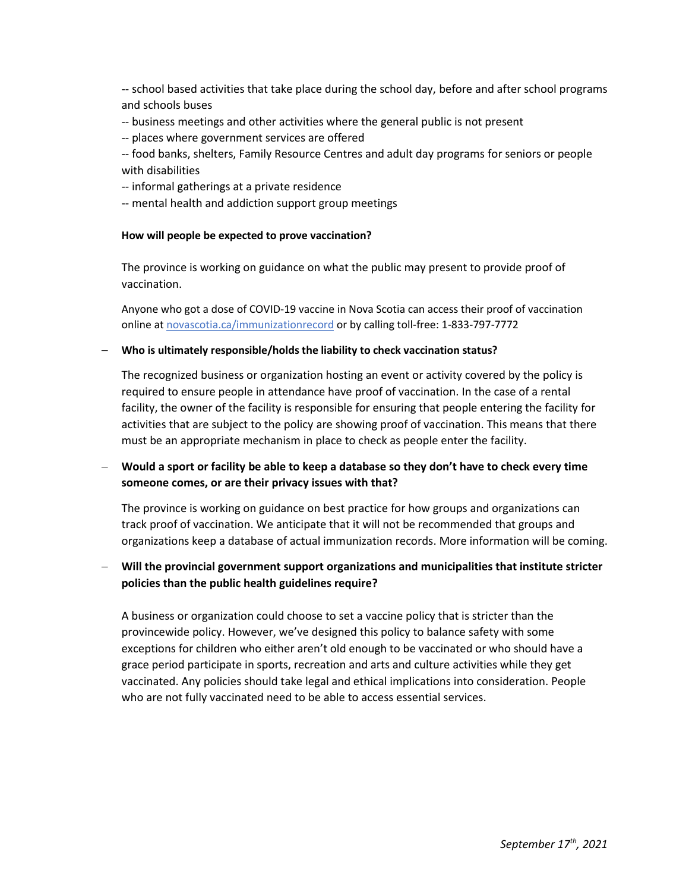-- school based activities that take place during the school day, before and after school programs and schools buses

-- business meetings and other activities where the general public is not present

-- places where government services are offered

-- food banks, shelters, Family Resource Centres and adult day programs for seniors or people with disabilities

-- informal gatherings at a private residence

-- mental health and addiction support group meetings

**How will people be expected to prove vaccination?**

The province is working on guidance on what the public may present to provide proof of vaccination.

Anyone who got a dose of COVID-19 vaccine in Nova Scotia can access their proof of vaccination online at [novascotia.ca/immunizationrecord](novascotia.ca/immunizationrecord) or by calling toll-free: 1-833-797-7772

– **Who is ultimately responsible/holds the liability to check vaccination status?**

The recognized business or organization hosting an event or activity covered by the policy is required to ensure people in attendance have proof of vaccination. In the case of a rental facility, the owner of the facility is responsible for ensuring that people entering the facility for activities that are subject to the policy are showing proof of vaccination. This means that there must be an appropriate mechanism in place to check as people enter the facility.

– **Would a sport or facility be able to keep a database so they don't have to check every time someone comes, or are their privacy issues with that?**

The province is working on guidance on best practice for how groups and organizations can track proof of vaccination. We anticipate that it will not be recommended that groups and organizations keep a database of actual immunization records. More information will be coming.

– **Will the provincial government support organizations and municipalities that institute stricter policies than the public health guidelines require?**

A business or organization could choose to set a vaccine policy that is stricter than the provincewide policy. However, we've designed this policy to balance safety with some exceptions for children who either aren't old enough to be vaccinated or who should have a grace period participate in sports, recreation and arts and culture activities while they get vaccinated. Any policies should take legal and ethical implications into consideration. People who are not fully vaccinated need to be able to access essential services.

*September 17th, 2021*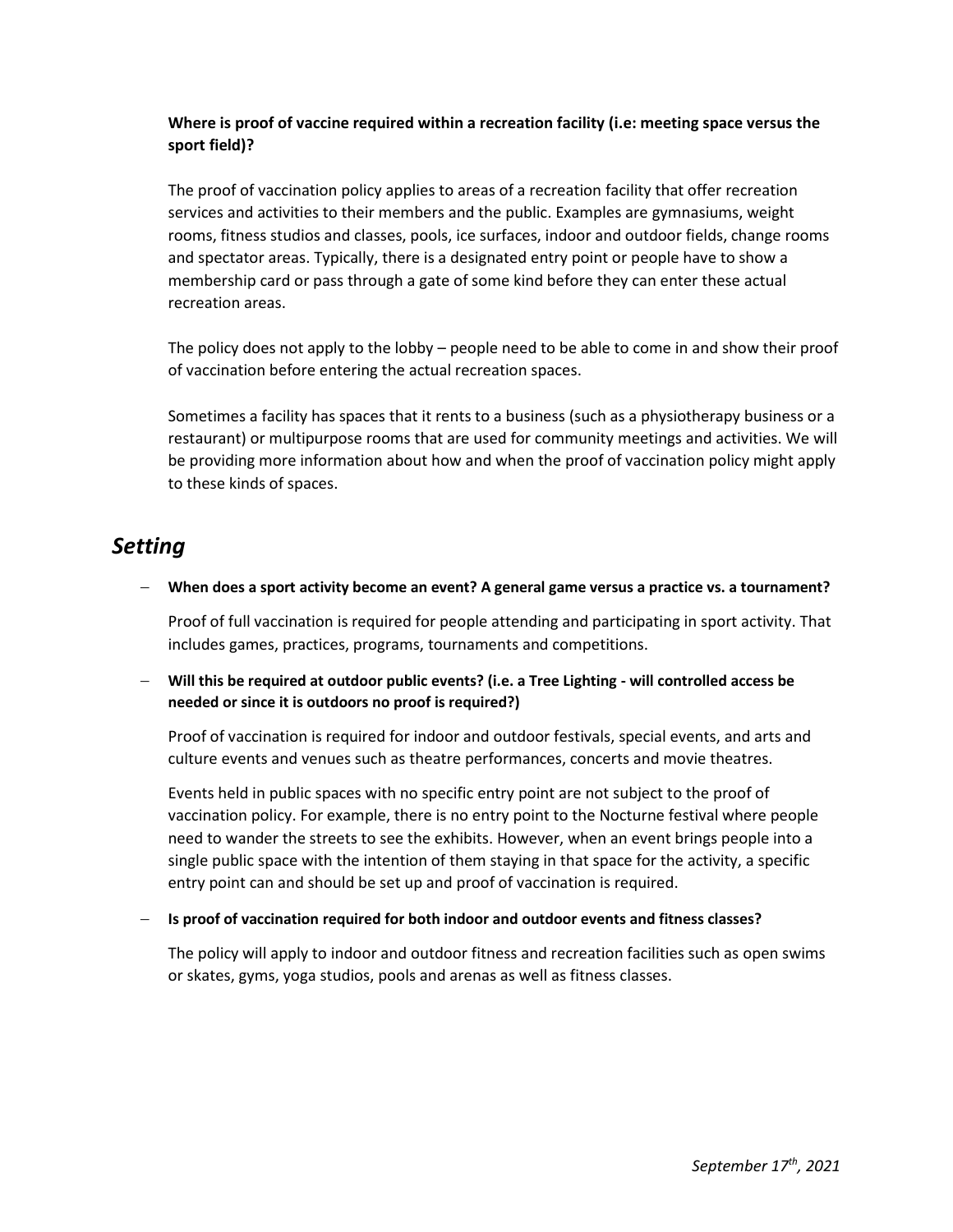**Where is proof of vaccine required within a recreation facility (i.e: meeting space versus the sport field)?**

The proof of vaccination policy applies to areas of a recreation facility that offer recreation services and activities to their members and the public. Examples are gymnasiums, weight rooms, fitness studios and classes, pools, ice surfaces, indoor and outdoor fields, change rooms and spectator areas. Typically, there is a designated entry point or people have to show a membership card or pass through a gate of some kind before they can enter these actual recreation areas.

The policy does not apply to the lobby – people need to be able to come in and show their proof of vaccination before entering the actual recreation spaces.

Sometimes a facility has spaces that it rents to a business (such as a physiotherapy business or a restaurant) or multipurpose rooms that are used for community meetings and activities. We will be providing more information about how and when the proof of vaccination policy might apply to these kinds of spaces.

## *Setting*

- **When does a sport activity become an event? A general game versus a practice vs. a tournament?**

  Proof of full vaccination is required for people attending and participating in sport activity. That includes games, practices, programs, tournaments and competitions.

- **Will this be required at outdoor public events? (i.e. a Tree Lighting - will controlled access be needed or since it is outdoors no proof is required?)**

  Proof of vaccination is required for indoor and outdoor festivals, special events, and arts and culture events and venues such as theatre performances, concerts and movie theatres.

  Events held in public spaces with no specific entry point are not subject to the proof of vaccination policy. For example, there is no entry point to the Nocturne festival where people need to wander the streets to see the exhibits. However, when an event brings people into a single public space with the intention of them staying in that space for the activity, a specific entry point can and should be set up and proof of vaccination is required.

- **Is proof of vaccination required for both indoor and outdoor events and fitness classes?**

  The policy will apply to indoor and outdoor fitness and recreation facilities such as open swims or skates, gyms, yoga studios, pools and arenas as well as fitness classes.

*September 17th, 2021*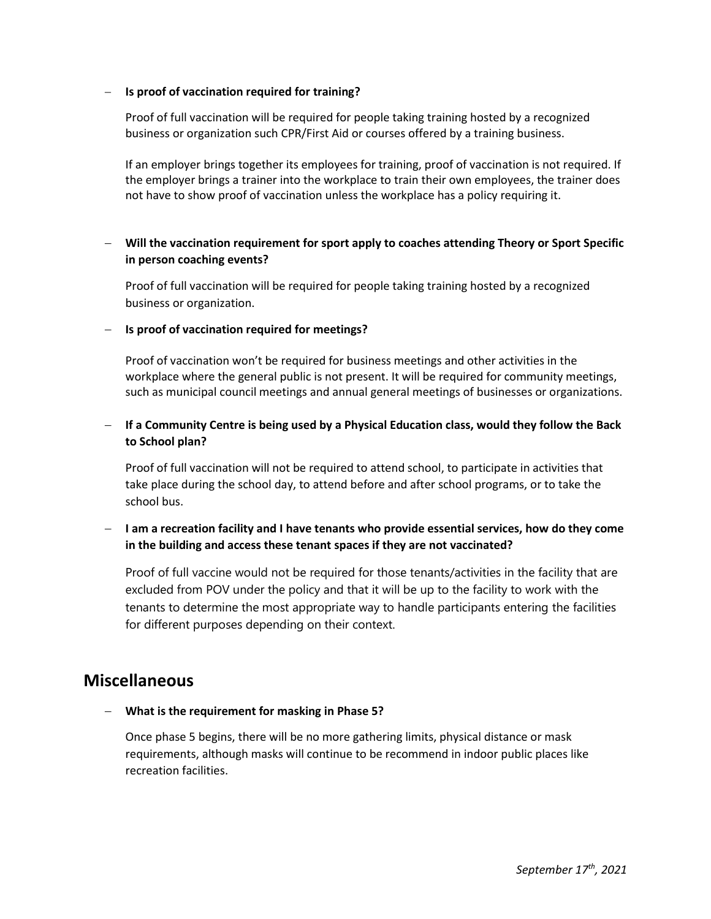- **Is proof of vaccination required for training?**

  Proof of full vaccination will be required for people taking training hosted by a recognized business or organization such CPR/First Aid or courses offered by a training business.

  If an employer brings together its employees for training, proof of vaccination is not required. If the employer brings a trainer into the workplace to train their own employees, the trainer does not have to show proof of vaccination unless the workplace has a policy requiring it.

- **Will the vaccination requirement for sport apply to coaches attending Theory or Sport Specific in person coaching events?**

  Proof of full vaccination will be required for people taking training hosted by a recognized business or organization.

- **Is proof of vaccination required for meetings?**

  Proof of vaccination won't be required for business meetings and other activities in the workplace where the general public is not present. It will be required for community meetings, such as municipal council meetings and annual general meetings of businesses or organizations.

- **If a Community Centre is being used by a Physical Education class, would they follow the Back to School plan?**

  Proof of full vaccination will not be required to attend school, to participate in activities that take place during the school day, to attend before and after school programs, or to take the school bus.

- **I am a recreation facility and I have tenants who provide essential services, how do they come in the building and access these tenant spaces if they are not vaccinated?**

  Proof of full vaccine would not be required for those tenants/activities in the facility that are excluded from POV under the policy and that it will be up to the facility to work with the tenants to determine the most appropriate way to handle participants entering the facilities for different purposes depending on their context.

## Miscellaneous

- **What is the requirement for masking in Phase 5?**

  Once phase 5 begins, there will be no more gathering limits, physical distance or mask requirements, although masks will continue to be recommend in indoor public places like recreation facilities.

*September 17th, 2021*